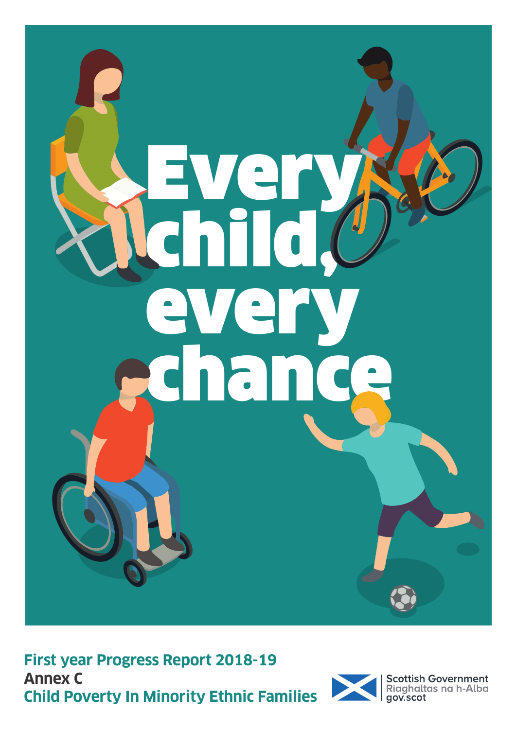# Every child, every chance

**First year Progress Report 2018-19**

**Annex C**

**Child Poverty In Minority Ethnic Families**

Scottish Government
Riaghaltas na h-Alba
gov.scot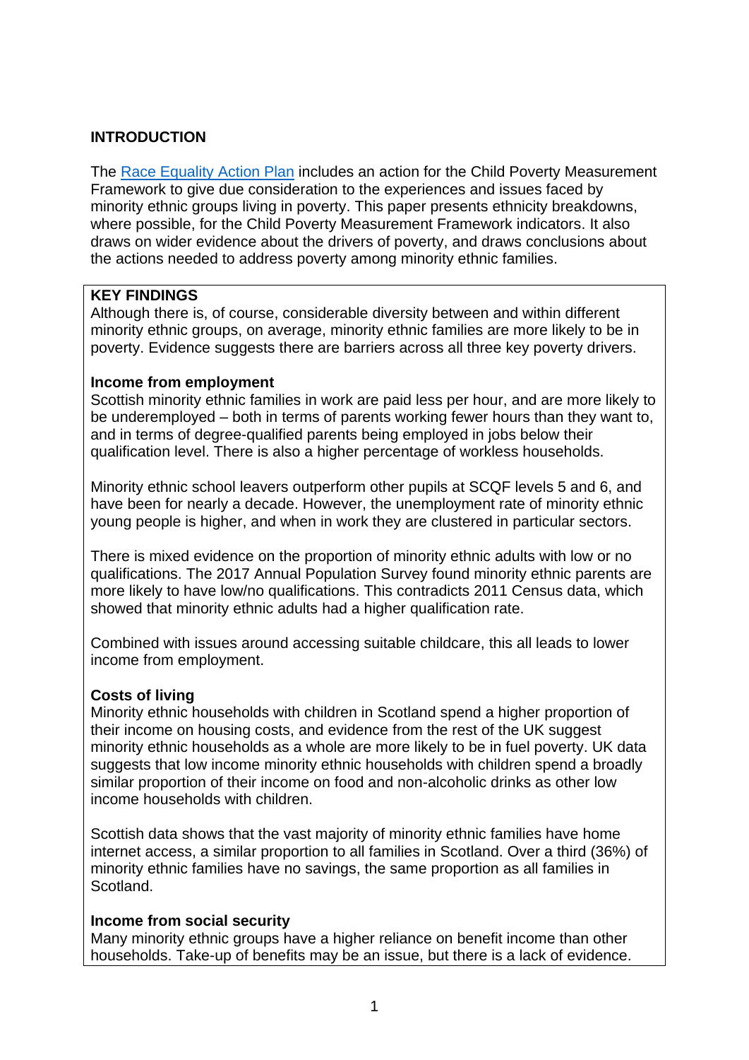## INTRODUCTION

The [Race Equality Action Plan] includes an action for the Child Poverty Measurement Framework to give due consideration to the experiences and issues faced by minority ethnic groups living in poverty. This paper presents ethnicity breakdowns, where possible, for the Child Poverty Measurement Framework indicators. It also draws on wider evidence about the drivers of poverty, and draws conclusions about the actions needed to address poverty among minority ethnic families.

### KEY FINDINGS

Although there is, of course, considerable diversity between and within different minority ethnic groups, on average, minority ethnic families are more likely to be in poverty. Evidence suggests there are barriers across all three key poverty drivers.

**Income from employment**

Scottish minority ethnic families in work are paid less per hour, and are more likely to be underemployed – both in terms of parents working fewer hours than they want to, and in terms of degree-qualified parents being employed in jobs below their qualification level. There is also a higher percentage of workless households.

Minority ethnic school leavers outperform other pupils at SCQF levels 5 and 6, and have been for nearly a decade. However, the unemployment rate of minority ethnic young people is higher, and when in work they are clustered in particular sectors.

There is mixed evidence on the proportion of minority ethnic adults with low or no qualifications. The 2017 Annual Population Survey found minority ethnic parents are more likely to have low/no qualifications. This contradicts 2011 Census data, which showed that minority ethnic adults had a higher qualification rate.

Combined with issues around accessing suitable childcare, this all leads to lower income from employment.

**Costs of living**

Minority ethnic households with children in Scotland spend a higher proportion of their income on housing costs, and evidence from the rest of the UK suggest minority ethnic households as a whole are more likely to be in fuel poverty. UK data suggests that low income minority ethnic households with children spend a broadly similar proportion of their income on food and non-alcoholic drinks as other low income households with children.

Scottish data shows that the vast majority of minority ethnic families have home internet access, a similar proportion to all families in Scotland. Over a third (36%) of minority ethnic families have no savings, the same proportion as all families in Scotland.

**Income from social security**

Many minority ethnic groups have a higher reliance on benefit income than other households. Take-up of benefits may be an issue, but there is a lack of evidence.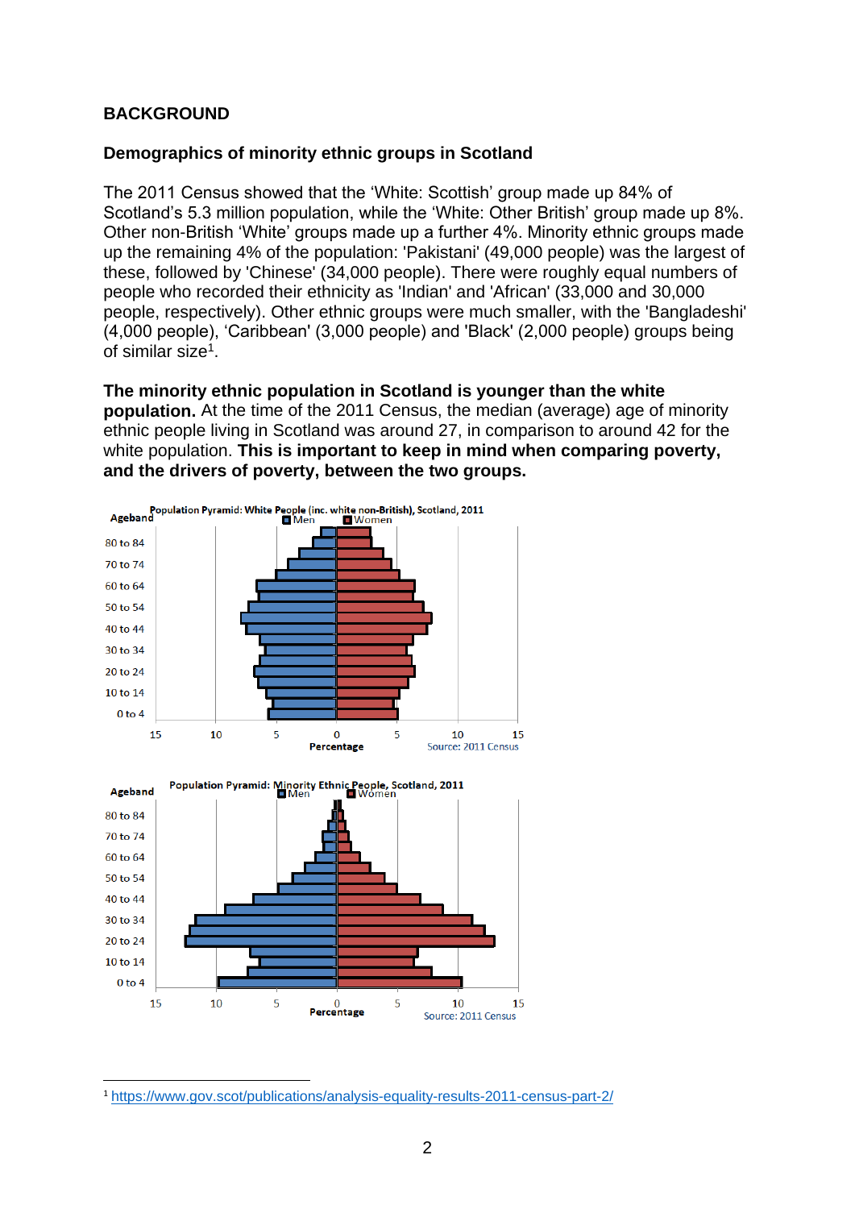## BACKGROUND

### Demographics of minority ethnic groups in Scotland

The 2011 Census showed that the 'White: Scottish' group made up 84% of Scotland's 5.3 million population, while the 'White: Other British' group made up 8%. Other non-British 'White' groups made up a further 4%. Minority ethnic groups made up the remaining 4% of the population: 'Pakistani' (49,000 people) was the largest of these, followed by 'Chinese' (34,000 people). There were roughly equal numbers of people who recorded their ethnicity as 'Indian' and 'African' (33,000 and 30,000 people, respectively). Other ethnic groups were much smaller, with the 'Bangladeshi' (4,000 people), 'Caribbean' (3,000 people) and 'Black' (2,000 people) groups being of similar size[1].

**The minority ethnic population in Scotland is younger than the white population.** At the time of the 2011 Census, the median (average) age of minority ethnic people living in Scotland was around 27, in comparison to around 42 for the white population. **This is important to keep in mind when comparing poverty, and the drivers of poverty, between the two groups.**

Population Pyramid: White People (inc. white non-British), Scotland, 2011

Source: 2011 Census

Population Pyramid: Minority Ethnic People, Scotland, 2011

Source: 2011 Census

[1] https://www.gov.scot/publications/analysis-equality-results-2011-census-part-2/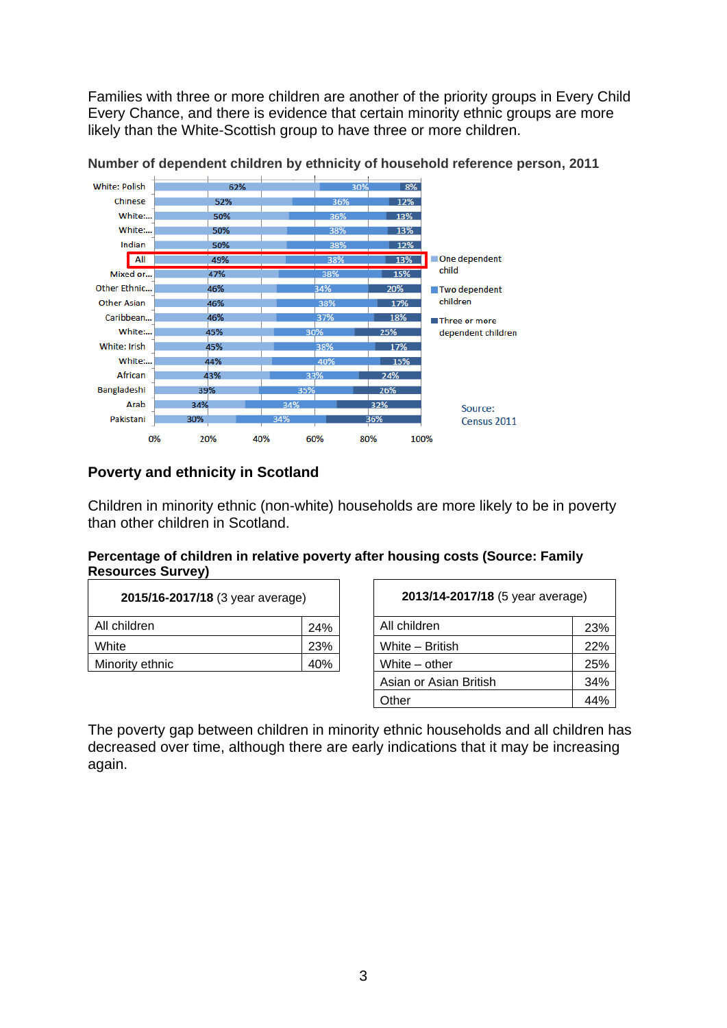Families with three or more children are another of the priority groups in Every Child Every Chance, and there is evidence that certain minority ethnic groups are more likely than the White-Scottish group to have three or more children.

**Number of dependent children by ethnicity of household reference person, 2011**

| Ethnicity | One dependent child | Two dependent children | Three or more dependent children |
|---|---|---|---|
| White: Polish | 62% | 30% | 8% |
| Chinese | 52% | 36% | 12% |
| White:... | 50% | 36% | 13% |
| White:... | 50% | 38% | 13% |
| Indian | 50% | 38% | 12% |
| **All** | 49% | 38% | 13% |
| Mixed or... | 47% | 38% | 15% |
| Other Ethnic... | 46% | 34% | 20% |
| Other Asian | 46% | 38% | 17% |
| Caribbean... | 46% | 37% | 18% |
| White:... | 45% | 30% | 25% |
| White: Irish | 45% | 38% | 17% |
| White:... | 44% | 40% | 15% |
| African | 43% | 33% | 24% |
| Bangladeshi | 39% | 35% | 26% |
| Arab | 34% | 34% | 32% |
| Pakistani | 30% | 34% | 36% |

Source: Census 2011

## Poverty and ethnicity in Scotland

Children in minority ethnic (non-white) households are more likely to be in poverty than other children in Scotland.

**Percentage of children in relative poverty after housing costs (Source: Family Resources Survey)**

| **2015/16-2017/18** (3 year average) | |
|---|---|
| All children | 24% |
| White | 23% |
| Minority ethnic | 40% |

| **2013/14-2017/18** (5 year average) | |
|---|---|
| All children | 23% |
| White – British | 22% |
| White – other | 25% |
| Asian or Asian British | 34% |
| Other | 44% |

The poverty gap between children in minority ethnic households and all children has decreased over time, although there are early indications that it may be increasing again.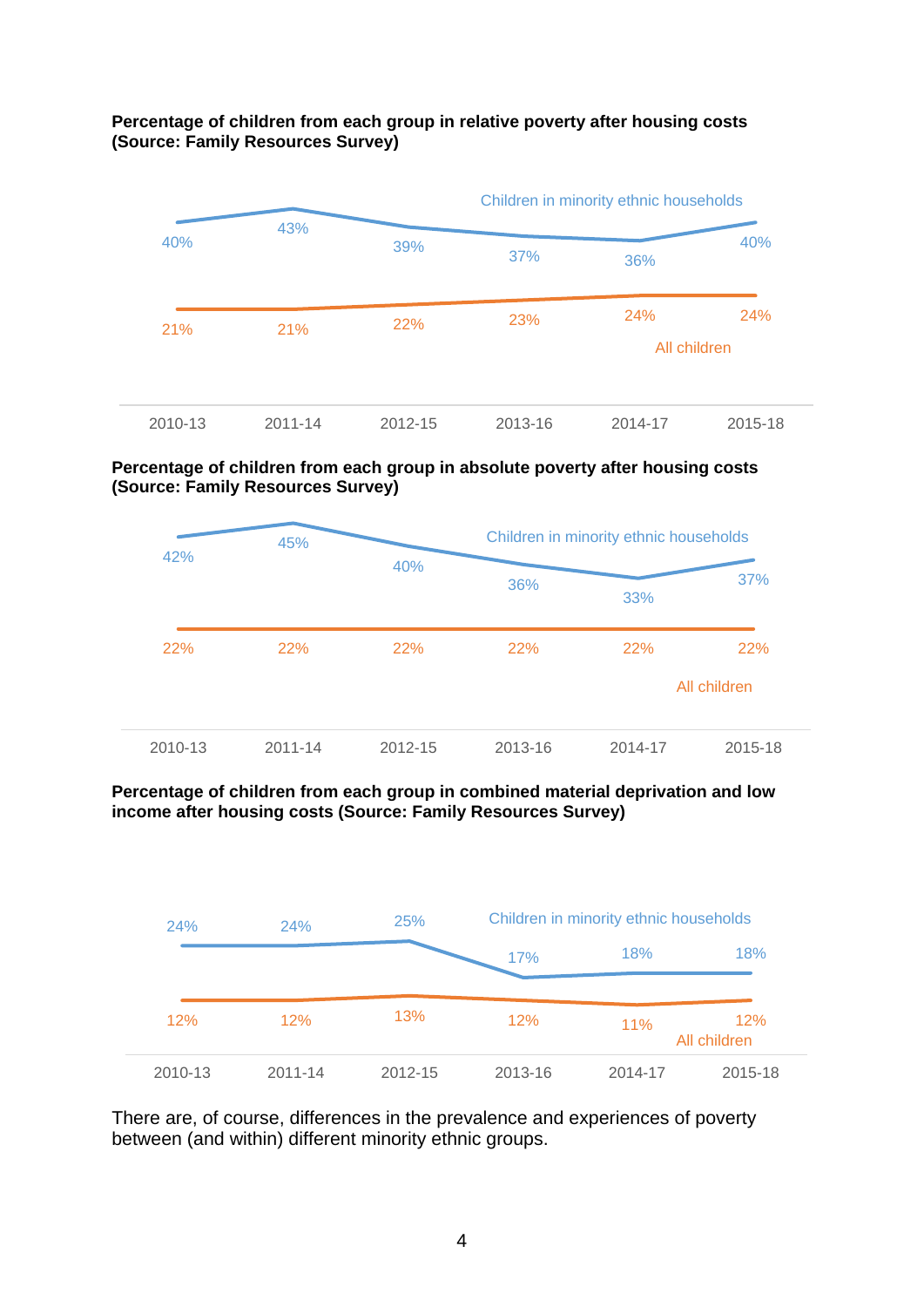**Percentage of children from each group in relative poverty after housing costs (Source: Family Resources Survey)**

| | 2010-13 | 2011-14 | 2012-15 | 2013-16 | 2014-17 | 2015-18 |
|---|---|---|---|---|---|---|
| Children in minority ethnic households | 40% | 43% | 39% | 37% | 36% | 40% |
| All children | 21% | 21% | 22% | 23% | 24% | 24% |

**Percentage of children from each group in absolute poverty after housing costs (Source: Family Resources Survey)**

| | 2010-13 | 2011-14 | 2012-15 | 2013-16 | 2014-17 | 2015-18 |
|---|---|---|---|---|---|---|
| Children in minority ethnic households | 42% | 45% | 40% | 36% | 33% | 37% |
| All children | 22% | 22% | 22% | 22% | 22% | 22% |

**Percentage of children from each group in combined material deprivation and low income after housing costs (Source: Family Resources Survey)**

| | 2010-13 | 2011-14 | 2012-15 | 2013-16 | 2014-17 | 2015-18 |
|---|---|---|---|---|---|---|
| Children in minority ethnic households | 24% | 24% | 25% | 17% | 18% | 18% |
| All children | 12% | 12% | 13% | 12% | 11% | 12% |

There are, of course, differences in the prevalence and experiences of poverty between (and within) different minority ethnic groups.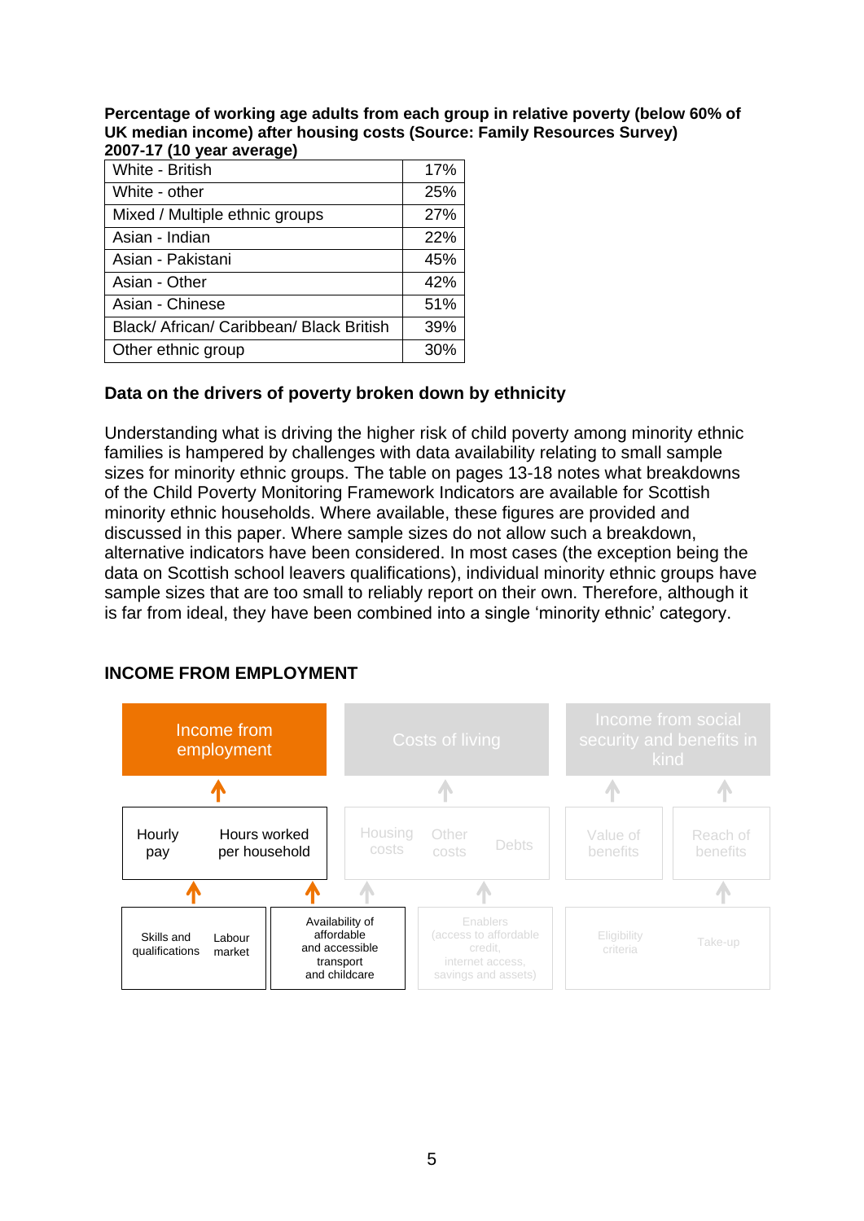**Percentage of working age adults from each group in relative poverty (below 60% of UK median income) after housing costs (Source: Family Resources Survey) 2007-17 (10 year average)**

| Group | % |
|---|---|
| White - British | 17% |
| White - other | 25% |
| Mixed / Multiple ethnic groups | 27% |
| Asian - Indian | 22% |
| Asian - Pakistani | 45% |
| Asian - Other | 42% |
| Asian - Chinese | 51% |
| Black/ African/ Caribbean/ Black British | 39% |
| Other ethnic group | 30% |

## Data on the drivers of poverty broken down by ethnicity

Understanding what is driving the higher risk of child poverty among minority ethnic families is hampered by challenges with data availability relating to small sample sizes for minority ethnic groups. The table on pages 13-18 notes what breakdowns of the Child Poverty Monitoring Framework Indicators are available for Scottish minority ethnic households. Where available, these figures are provided and discussed in this paper. Where sample sizes do not allow such a breakdown, alternative indicators have been considered. In most cases (the exception being the data on Scottish school leavers qualifications), individual minority ethnic groups have sample sizes that are too small to reliably report on their own. Therefore, although it is far from ideal, they have been combined into a single 'minority ethnic' category.

## INCOME FROM EMPLOYMENT

Income from employment | Costs of living | Income from social security and benefits in kind

Hourly pay | Hours worked per household | Housing costs | Other costs | Debts | Value of benefits | Reach of benefits

Skills and qualifications | Labour market | Availability of affordable and accessible transport and childcare | Enablers (access to affordable credit, internet access, savings and assets) | Eligibility criteria | Take-up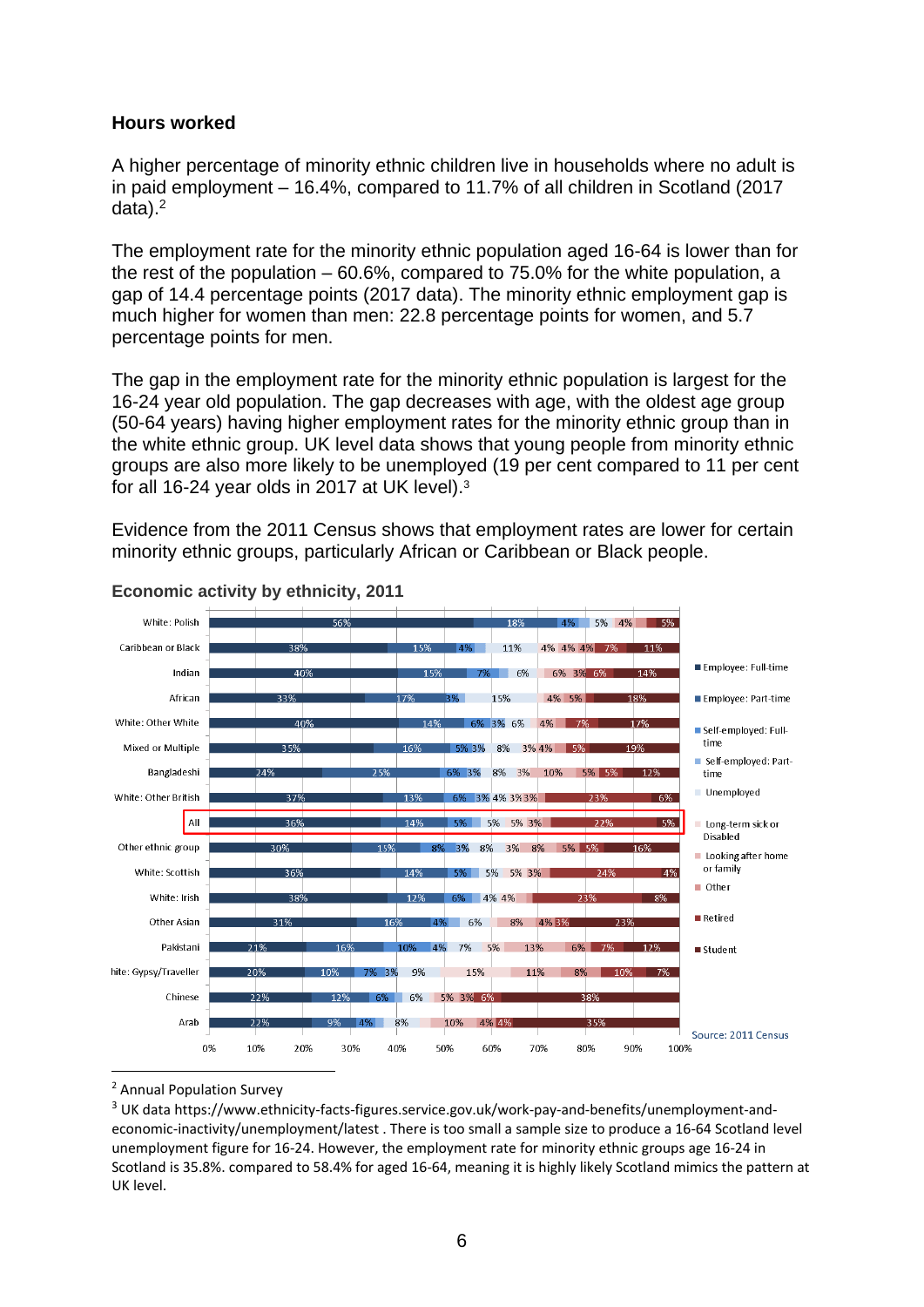**Hours worked**

A higher percentage of minority ethnic children live in households where no adult is in paid employment – 16.4%, compared to 11.7% of all children in Scotland (2017 data).[2]

The employment rate for the minority ethnic population aged 16-64 is lower than for the rest of the population – 60.6%, compared to 75.0% for the white population, a gap of 14.4 percentage points (2017 data). The minority ethnic employment gap is much higher for women than men: 22.8 percentage points for women, and 5.7 percentage points for men.

The gap in the employment rate for the minority ethnic population is largest for the 16-24 year old population. The gap decreases with age, with the oldest age group (50-64 years) having higher employment rates for the minority ethnic group than in the white ethnic group. UK level data shows that young people from minority ethnic groups are also more likely to be unemployed (19 per cent compared to 11 per cent for all 16-24 year olds in 2017 at UK level).[3]

Evidence from the 2011 Census shows that employment rates are lower for certain minority ethnic groups, particularly African or Caribbean or Black people.

**Economic activity by ethnicity, 2011**

| Ethnicity | Employee: Full-time | Employee: Part-time | Self-employed: Full-time | Self-employed: Part-time | Unemployed | Long-term sick or Disabled | Looking after home or family | Other | Retired | Student |
|---|---|---|---|---|---|---|---|---|---|---|
| White: Polish | 56% | 18% | 4% | | 5% | | 4% | | | 5% |
| Caribbean or Black | 38% | 15% | 4% | | 11% | 4% | 4% | 4% | 7% | 11% |
| Indian | 40% | 15% | 7% | | 6% | | 6% | 3% | 6% | 14% |
| African | 33% | 17% | 3% | | 15% | | 4% | 5% | | 18% |
| White: Other White | 40% | 14% | 6% | 3% | 6% | | 4% | | 7% | 17% |
| Mixed or Multiple | 35% | 16% | 5% | 3% | 8% | 3% | 4% | | 5% | 19% |
| Bangladeshi | 24% | 25% | 6% | 3% | 8% | 3% | 10% | | 5% | 5% / 12% |
| White: Other British | 37% | 13% | 6% | 3% | 4% | 3% | 3% | | 23% | 6% |
| All | 36% | 14% | 5% | | 5% | 5% | 3% | | 22% | 5% |
| Other ethnic group | 30% | 15% | 8% | 3% | 8% | 3% | 8% | 5% | 5% | 16% |
| White: Scottish | 36% | 14% | 5% | | 5% | 5% | 3% | | 24% | 4% |
| White: Irish | 38% | 12% | 6% | | 4% | 4% | | | 23% | 8% |
| Other Asian | 31% | 16% | 4% | | 6% | | 8% | 4% | 3% | 23% |
| Pakistani | 21% | 16% | 10% | 4% | 7% | 5% | 13% | 6% | 7% | 12% |
| White: Gypsy/Traveller | 20% | 10% | 7% | 3% | 9% | 15% | 11% | 8% | 10% | 7% |
| Chinese | 22% | 12% | 6% | | 6% | 5% | 3% | 6% | | 38% |
| Arab | 22% | 9% | 4% | | 8% | | 10% | 4% | 4% | 35% |

Source: 2011 Census

[2] Annual Population Survey

[3] UK data https://www.ethnicity-facts-figures.service.gov.uk/work-pay-and-benefits/unemployment-and-economic-inactivity/unemployment/latest . There is too small a sample size to produce a 16-64 Scotland level unemployment figure for 16-24. However, the employment rate for minority ethnic groups age 16-24 in Scotland is 35.8%. compared to 58.4% for aged 16-64, meaning it is highly likely Scotland mimics the pattern at UK level.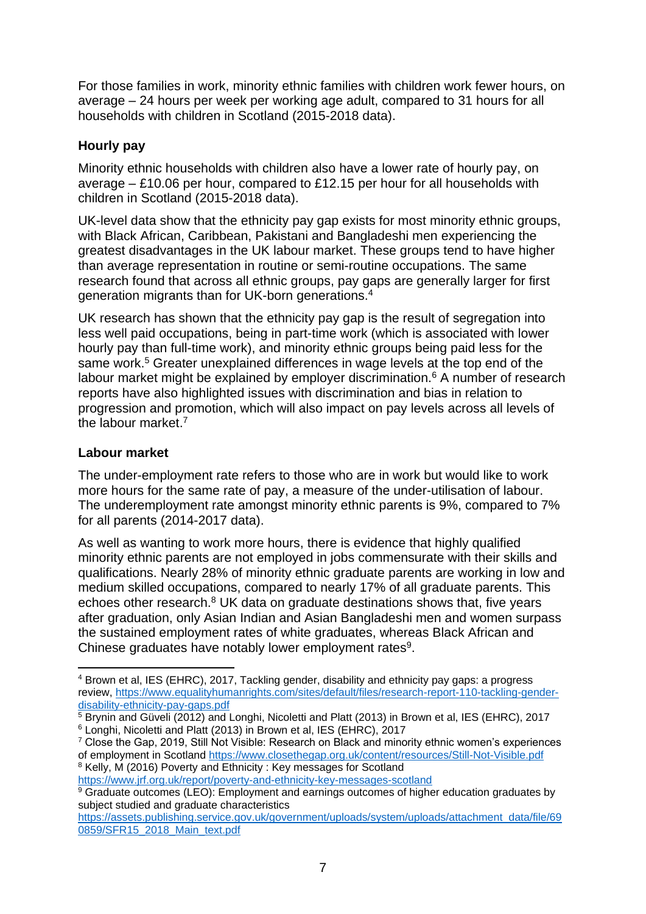For those families in work, minority ethnic families with children work fewer hours, on average – 24 hours per week per working age adult, compared to 31 hours for all households with children in Scotland (2015-2018 data).

**Hourly pay**

Minority ethnic households with children also have a lower rate of hourly pay, on average – £10.06 per hour, compared to £12.15 per hour for all households with children in Scotland (2015-2018 data).

UK-level data show that the ethnicity pay gap exists for most minority ethnic groups, with Black African, Caribbean, Pakistani and Bangladeshi men experiencing the greatest disadvantages in the UK labour market. These groups tend to have higher than average representation in routine or semi-routine occupations. The same research found that across all ethnic groups, pay gaps are generally larger for first generation migrants than for UK-born generations.[4]

UK research has shown that the ethnicity pay gap is the result of segregation into less well paid occupations, being in part-time work (which is associated with lower hourly pay than full-time work), and minority ethnic groups being paid less for the same work.[5] Greater unexplained differences in wage levels at the top end of the labour market might be explained by employer discrimination.[6] A number of research reports have also highlighted issues with discrimination and bias in relation to progression and promotion, which will also impact on pay levels across all levels of the labour market.[7]

**Labour market**

The under-employment rate refers to those who are in work but would like to work more hours for the same rate of pay, a measure of the under-utilisation of labour. The underemployment rate amongst minority ethnic parents is 9%, compared to 7% for all parents (2014-2017 data).

As well as wanting to work more hours, there is evidence that highly qualified minority ethnic parents are not employed in jobs commensurate with their skills and qualifications. Nearly 28% of minority ethnic graduate parents are working in low and medium skilled occupations, compared to nearly 17% of all graduate parents. This echoes other research.[8] UK data on graduate destinations shows that, five years after graduation, only Asian Indian and Asian Bangladeshi men and women surpass the sustained employment rates of white graduates, whereas Black African and Chinese graduates have notably lower employment rates[9].

---

[4] Brown et al, IES (EHRC), 2017, Tackling gender, disability and ethnicity pay gaps: a progress review, https://www.equalityhumanrights.com/sites/default/files/research-report-110-tackling-gender-disability-ethnicity-pay-gaps.pdf

[5] Brynin and Güveli (2012) and Longhi, Nicoletti and Platt (2013) in Brown et al, IES (EHRC), 2017

[6] Longhi, Nicoletti and Platt (2013) in Brown et al, IES (EHRC), 2017

[7] Close the Gap, 2019, Still Not Visible: Research on Black and minority ethnic women's experiences of employment in Scotland https://www.closethegap.org.uk/content/resources/Still-Not-Visible.pdf

[8] Kelly, M (2016) Poverty and Ethnicity : Key messages for Scotland https://www.jrf.org.uk/report/poverty-and-ethnicity-key-messages-scotland

[9] Graduate outcomes (LEO): Employment and earnings outcomes of higher education graduates by subject studied and graduate characteristics https://assets.publishing.service.gov.uk/government/uploads/system/uploads/attachment_data/file/690859/SFR15_2018_Main_text.pdf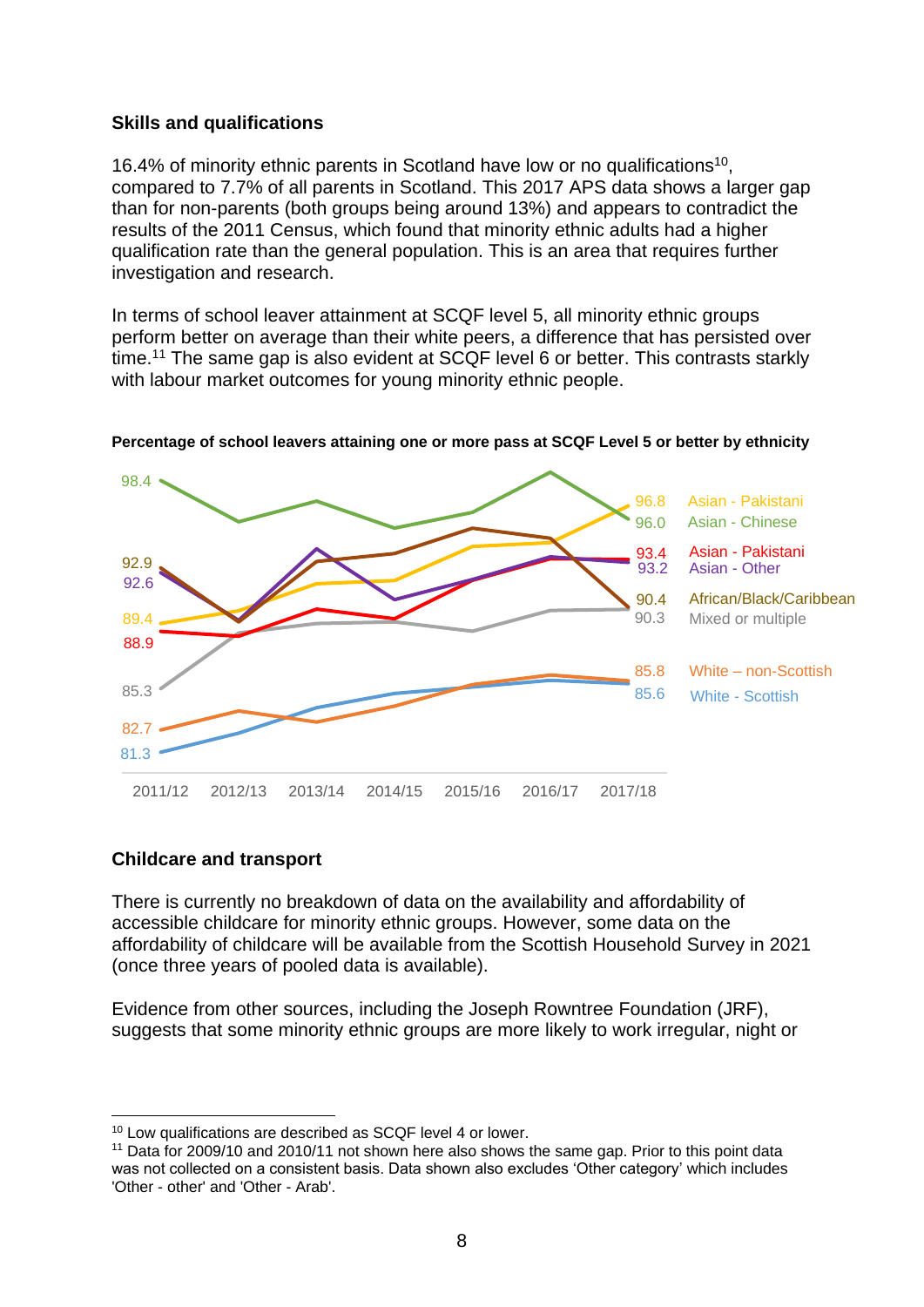### Skills and qualifications

16.4% of minority ethnic parents in Scotland have low or no qualifications[10], compared to 7.7% of all parents in Scotland. This 2017 APS data shows a larger gap than for non-parents (both groups being around 13%) and appears to contradict the results of the 2011 Census, which found that minority ethnic adults had a higher qualification rate than the general population. This is an area that requires further investigation and research.

In terms of school leaver attainment at SCQF level 5, all minority ethnic groups perform better on average than their white peers, a difference that has persisted over time.[11] The same gap is also evident at SCQF level 6 or better. This contrasts starkly with labour market outcomes for young minority ethnic people.

**Percentage of school leavers attaining one or more pass at SCQF Level 5 or better by ethnicity**

### Childcare and transport

There is currently no breakdown of data on the availability and affordability of accessible childcare for minority ethnic groups. However, some data on the affordability of childcare will be available from the Scottish Household Survey in 2021 (once three years of pooled data is available).

Evidence from other sources, including the Joseph Rowntree Foundation (JRF), suggests that some minority ethnic groups are more likely to work irregular, night or

---

[10] Low qualifications are described as SCQF level 4 or lower.

[11] Data for 2009/10 and 2010/11 not shown here also shows the same gap. Prior to this point data was not collected on a consistent basis. Data shown also excludes 'Other category' which includes 'Other - other' and 'Other - Arab'.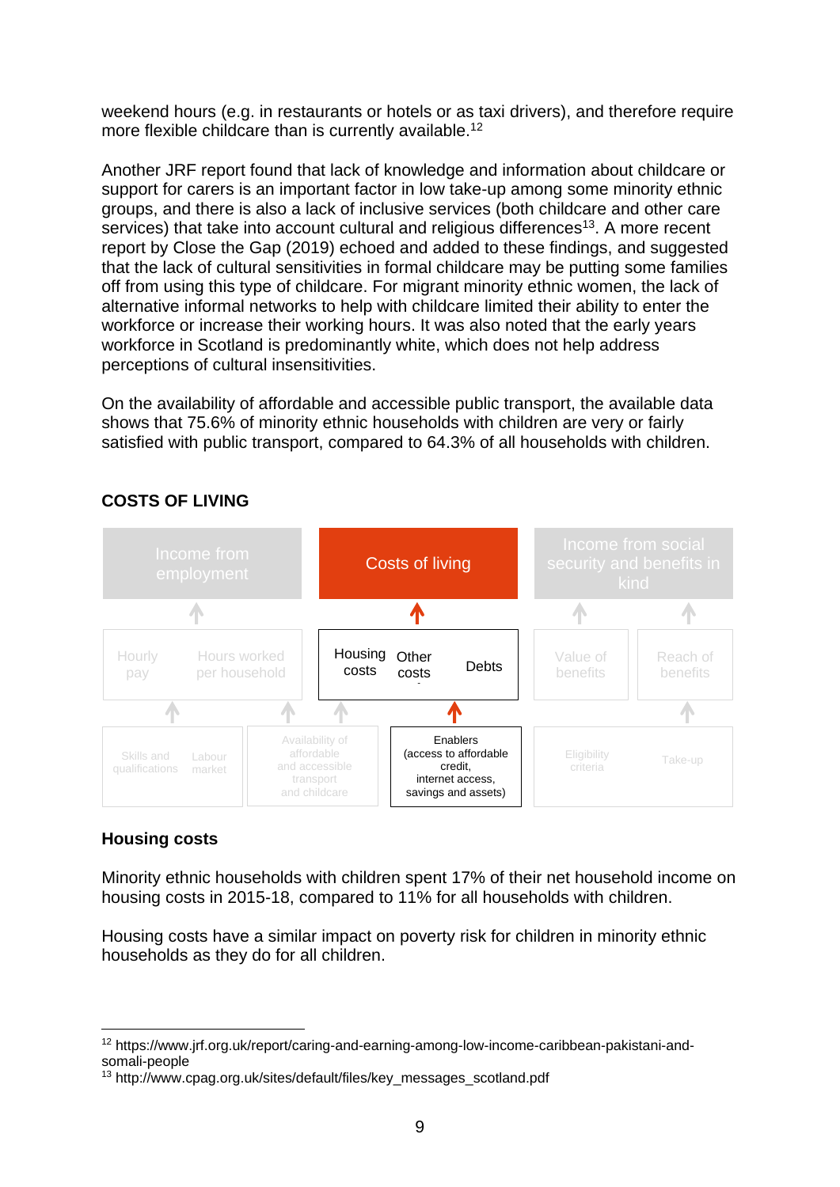weekend hours (e.g. in restaurants or hotels or as taxi drivers), and therefore require more flexible childcare than is currently available.[12]

Another JRF report found that lack of knowledge and information about childcare or support for carers is an important factor in low take-up among some minority ethnic groups, and there is also a lack of inclusive services (both childcare and other care services) that take into account cultural and religious differences[13]. A more recent report by Close the Gap (2019) echoed and added to these findings, and suggested that the lack of cultural sensitivities in formal childcare may be putting some families off from using this type of childcare. For migrant minority ethnic women, the lack of alternative informal networks to help with childcare limited their ability to enter the workforce or increase their working hours. It was also noted that the early years workforce in Scotland is predominantly white, which does not help address perceptions of cultural insensitivities.

On the availability of affordable and accessible public transport, the available data shows that 75.6% of minority ethnic households with children are very or fairly satisfied with public transport, compared to 64.3% of all households with children.

## COSTS OF LIVING

Income from employment | Costs of living | Income from social security and benefits in kind

Hourly pay | Hours worked per household | Housing costs | Other costs | Debts | Value of benefits | Reach of benefits

Skills and qualifications | Labour market | Availability of affordable and accessible transport and childcare | Enablers (access to affordable credit, internet access, savings and assets) | Eligibility criteria | Take-up

### Housing costs

Minority ethnic households with children spent 17% of their net household income on housing costs in 2015-18, compared to 11% for all households with children.

Housing costs have a similar impact on poverty risk for children in minority ethnic households as they do for all children.

---

[12] https://www.jrf.org.uk/report/caring-and-earning-among-low-income-caribbean-pakistani-and-somali-people

[13] http://www.cpag.org.uk/sites/default/files/key_messages_scotland.pdf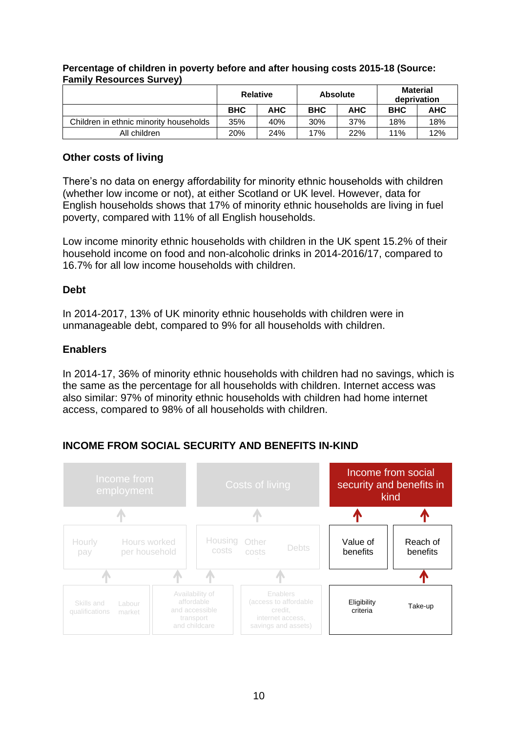**Percentage of children in poverty before and after housing costs 2015-18 (Source: Family Resources Survey)**

| | Relative | | Absolute | | Material deprivation | |
|---|---|---|---|---|---|---|
| | **BHC** | **AHC** | **BHC** | **AHC** | **BHC** | **AHC** |
| Children in ethnic minority households | 35% | 40% | 30% | 37% | 18% | 18% |
| All children | 20% | 24% | 17% | 22% | 11% | 12% |

### Other costs of living

There's no data on energy affordability for minority ethnic households with children (whether low income or not), at either Scotland or UK level. However, data for English households shows that 17% of minority ethnic households are living in fuel poverty, compared with 11% of all English households.

Low income minority ethnic households with children in the UK spent 15.2% of their household income on food and non-alcoholic drinks in 2014-2016/17, compared to 16.7% for all low income households with children.

### Debt

In 2014-2017, 13% of UK minority ethnic households with children were in unmanageable debt, compared to 9% for all households with children.

### Enablers

In 2014-17, 36% of minority ethnic households with children had no savings, which is the same as the percentage for all households with children. Internet access was also similar: 97% of minority ethnic households with children had home internet access, compared to 98% of all households with children.

## INCOME FROM SOCIAL SECURITY AND BENEFITS IN-KIND

Income from employment — Costs of living — **Income from social security and benefits in kind**

Hourly pay | Hours worked per household | Housing costs | Other costs | Debts | **Value of benefits** | **Reach of benefits**

Skills and qualifications | Labour market | Availability of affordable and accessible transport and childcare | Enablers (access to affordable credit, internet access, savings and assets) | **Eligibility criteria** | **Take-up**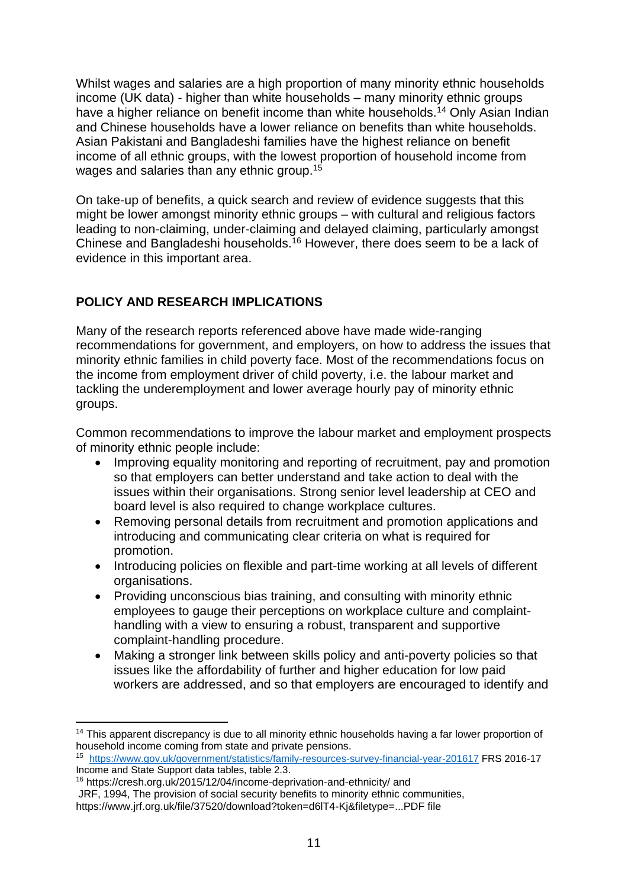Whilst wages and salaries are a high proportion of many minority ethnic households income (UK data) - higher than white households – many minority ethnic groups have a higher reliance on benefit income than white households.[14] Only Asian Indian and Chinese households have a lower reliance on benefits than white households. Asian Pakistani and Bangladeshi families have the highest reliance on benefit income of all ethnic groups, with the lowest proportion of household income from wages and salaries than any ethnic group.[15]

On take-up of benefits, a quick search and review of evidence suggests that this might be lower amongst minority ethnic groups – with cultural and religious factors leading to non-claiming, under-claiming and delayed claiming, particularly amongst Chinese and Bangladeshi households.[16] However, there does seem to be a lack of evidence in this important area.

## POLICY AND RESEARCH IMPLICATIONS

Many of the research reports referenced above have made wide-ranging recommendations for government, and employers, on how to address the issues that minority ethnic families in child poverty face. Most of the recommendations focus on the income from employment driver of child poverty, i.e. the labour market and tackling the underemployment and lower average hourly pay of minority ethnic groups.

Common recommendations to improve the labour market and employment prospects of minority ethnic people include:

- Improving equality monitoring and reporting of recruitment, pay and promotion so that employers can better understand and take action to deal with the issues within their organisations. Strong senior level leadership at CEO and board level is also required to change workplace cultures.
- Removing personal details from recruitment and promotion applications and introducing and communicating clear criteria on what is required for promotion.
- Introducing policies on flexible and part-time working at all levels of different organisations.
- Providing unconscious bias training, and consulting with minority ethnic employees to gauge their perceptions on workplace culture and complaint-handling with a view to ensuring a robust, transparent and supportive complaint-handling procedure.
- Making a stronger link between skills policy and anti-poverty policies so that issues like the affordability of further and higher education for low paid workers are addressed, and so that employers are encouraged to identify and

---

[14] This apparent discrepancy is due to all minority ethnic households having a far lower proportion of household income coming from state and private pensions.

[15] https://www.gov.uk/government/statistics/family-resources-survey-financial-year-201617 FRS 2016-17 Income and State Support data tables, table 2.3.

[16] https://cresh.org.uk/2015/12/04/income-deprivation-and-ethnicity/ and JRF, 1994, The provision of social security benefits to minority ethnic communities, https://www.jrf.org.uk/file/37520/download?token=d6lT4-Kj&filetype=...PDF file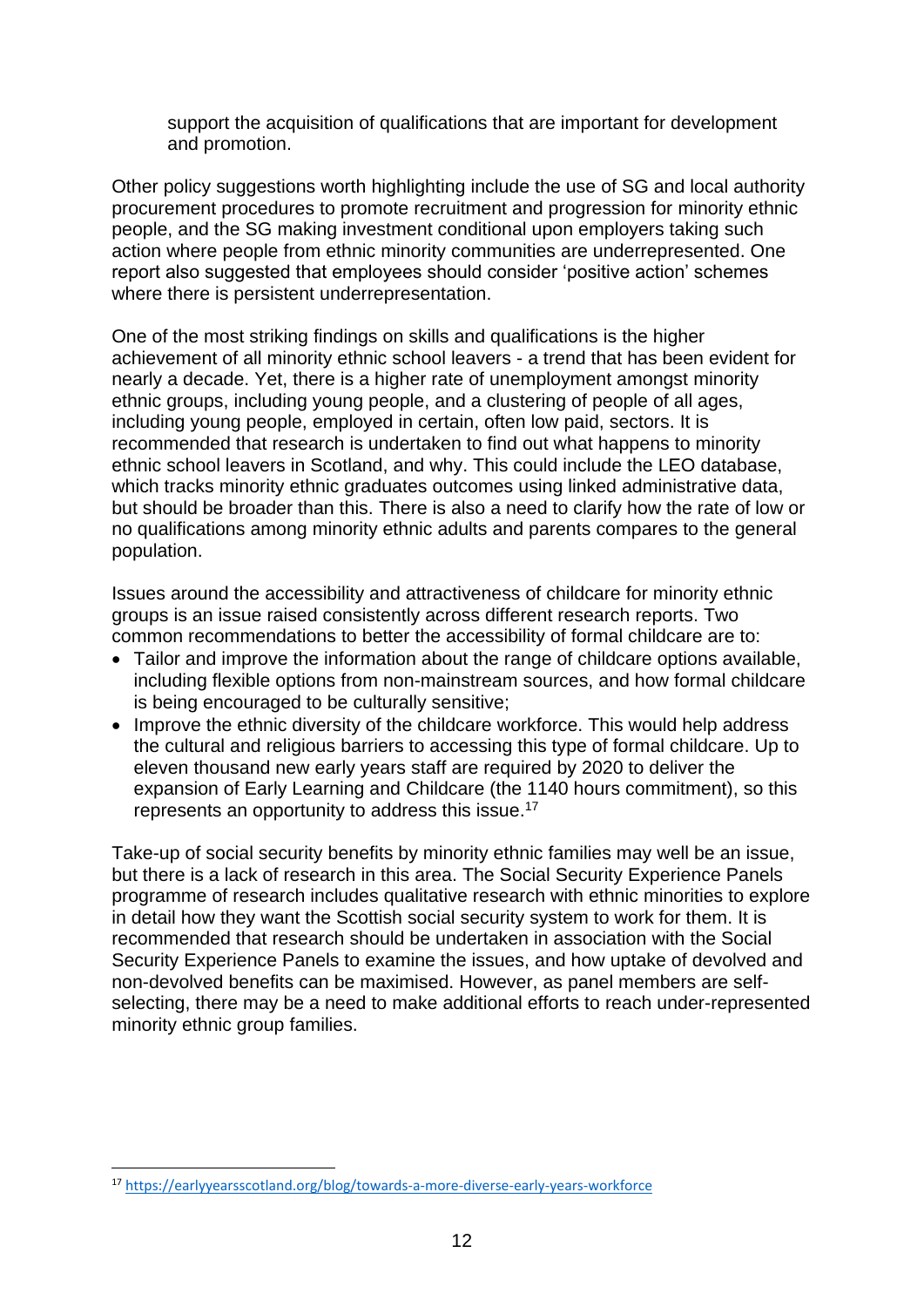support the acquisition of qualifications that are important for development and promotion.

Other policy suggestions worth highlighting include the use of SG and local authority procurement procedures to promote recruitment and progression for minority ethnic people, and the SG making investment conditional upon employers taking such action where people from ethnic minority communities are underrepresented. One report also suggested that employees should consider 'positive action' schemes where there is persistent underrepresentation.

One of the most striking findings on skills and qualifications is the higher achievement of all minority ethnic school leavers - a trend that has been evident for nearly a decade. Yet, there is a higher rate of unemployment amongst minority ethnic groups, including young people, and a clustering of people of all ages, including young people, employed in certain, often low paid, sectors. It is recommended that research is undertaken to find out what happens to minority ethnic school leavers in Scotland, and why. This could include the LEO database, which tracks minority ethnic graduates outcomes using linked administrative data, but should be broader than this. There is also a need to clarify how the rate of low or no qualifications among minority ethnic adults and parents compares to the general population.

Issues around the accessibility and attractiveness of childcare for minority ethnic groups is an issue raised consistently across different research reports. Two common recommendations to better the accessibility of formal childcare are to:

- Tailor and improve the information about the range of childcare options available, including flexible options from non-mainstream sources, and how formal childcare is being encouraged to be culturally sensitive;
- Improve the ethnic diversity of the childcare workforce. This would help address the cultural and religious barriers to accessing this type of formal childcare. Up to eleven thousand new early years staff are required by 2020 to deliver the expansion of Early Learning and Childcare (the 1140 hours commitment), so this represents an opportunity to address this issue.[17]

Take-up of social security benefits by minority ethnic families may well be an issue, but there is a lack of research in this area. The Social Security Experience Panels programme of research includes qualitative research with ethnic minorities to explore in detail how they want the Scottish social security system to work for them. It is recommended that research should be undertaken in association with the Social Security Experience Panels to examine the issues, and how uptake of devolved and non-devolved benefits can be maximised. However, as panel members are self-selecting, there may be a need to make additional efforts to reach under-represented minority ethnic group families.

[17] https://earlyyearsscotland.org/blog/towards-a-more-diverse-early-years-workforce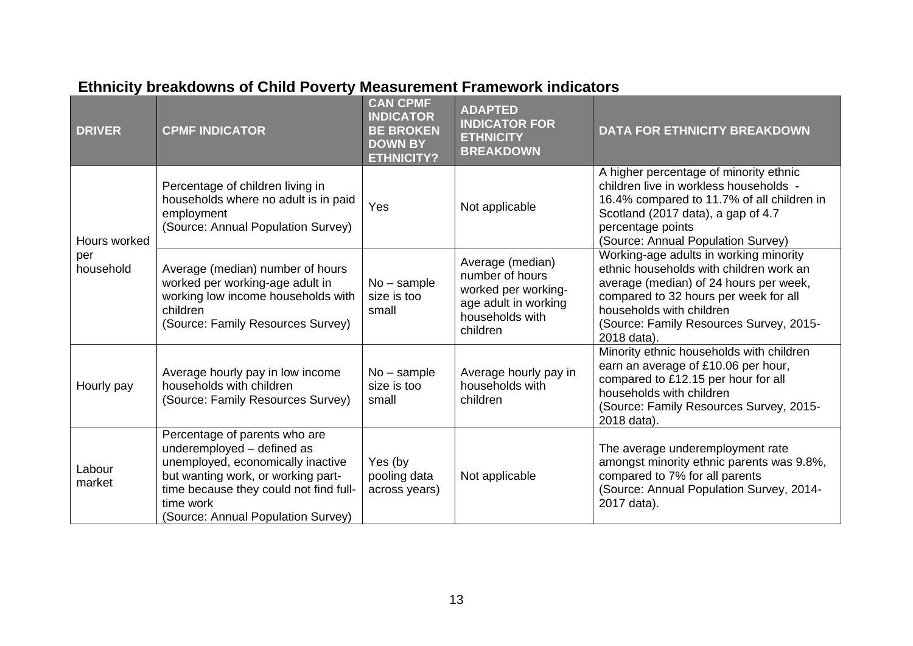## Ethnicity breakdowns of Child Poverty Measurement Framework indicators

| DRIVER | CPMF INDICATOR | CAN CPMF INDICATOR BE BROKEN DOWN BY ETHNICITY? | ADAPTED INDICATOR FOR ETHNICITY BREAKDOWN | DATA FOR ETHNICITY BREAKDOWN |
|---|---|---|---|---|
| Hours worked per household | Percentage of children living in households where no adult is in paid employment (Source: Annual Population Survey) | Yes | Not applicable | A higher percentage of minority ethnic children live in workless households - 16.4% compared to 11.7% of all children in Scotland (2017 data), a gap of 4.7 percentage points (Source: Annual Population Survey) |
| | Average (median) number of hours worked per working-age adult in working low income households with children (Source: Family Resources Survey) | No – sample size is too small | Average (median) number of hours worked per working-age adult in working households with children | Working-age adults in working minority ethnic households with children work an average (median) of 24 hours per week, compared to 32 hours per week for all households with children (Source: Family Resources Survey, 2015-2018 data). |
| Hourly pay | Average hourly pay in low income households with children (Source: Family Resources Survey) | No – sample size is too small | Average hourly pay in households with children | Minority ethnic households with children earn an average of £10.06 per hour, compared to £12.15 per hour for all households with children (Source: Family Resources Survey, 2015-2018 data). |
| Labour market | Percentage of parents who are underemployed – defined as unemployed, economically inactive but wanting work, or working part-time because they could not find full-time work (Source: Annual Population Survey) | Yes (by pooling data across years) | Not applicable | The average underemployment rate amongst minority ethnic parents was 9.8%, compared to 7% for all parents (Source: Annual Population Survey, 2014-2017 data). |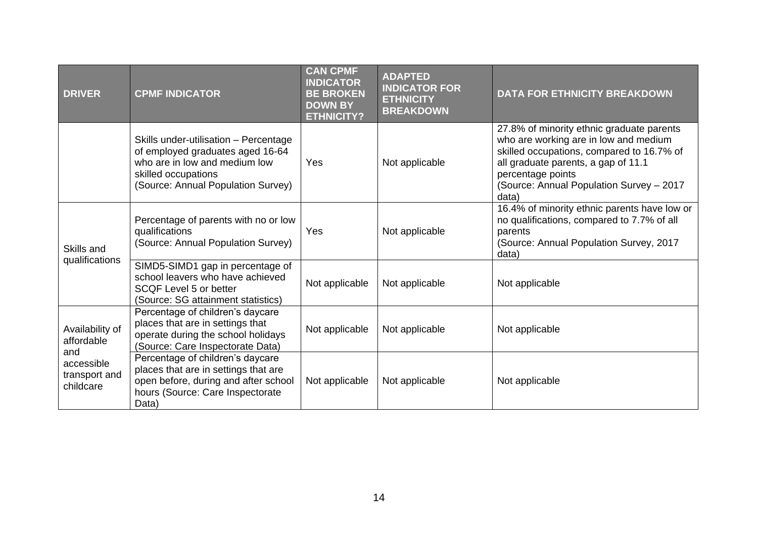| DRIVER | CPMF INDICATOR | CAN CPMF INDICATOR BE BROKEN DOWN BY ETHNICITY? | ADAPTED INDICATOR FOR ETHNICITY BREAKDOWN | DATA FOR ETHNICITY BREAKDOWN |
|---|---|---|---|---|
| | Skills under-utilisation – Percentage of employed graduates aged 16-64 who are in low and medium low skilled occupations (Source: Annual Population Survey) | Yes | Not applicable | 27.8% of minority ethnic graduate parents who are working are in low and medium skilled occupations, compared to 16.7% of all graduate parents, a gap of 11.1 percentage points (Source: Annual Population Survey – 2017 data) |
| Skills and qualifications | Percentage of parents with no or low qualifications (Source: Annual Population Survey) | Yes | Not applicable | 16.4% of minority ethnic parents have low or no qualifications, compared to 7.7% of all parents (Source: Annual Population Survey, 2017 data) |
| | SIMD5-SIMD1 gap in percentage of school leavers who have achieved SCQF Level 5 or better (Source: SG attainment statistics) | Not applicable | Not applicable | Not applicable |
| Availability of affordable and accessible transport and childcare | Percentage of children's daycare places that are in settings that operate during the school holidays (Source: Care Inspectorate Data) | Not applicable | Not applicable | Not applicable |
| | Percentage of children's daycare places that are in settings that are open before, during and after school hours (Source: Care Inspectorate Data) | Not applicable | Not applicable | Not applicable |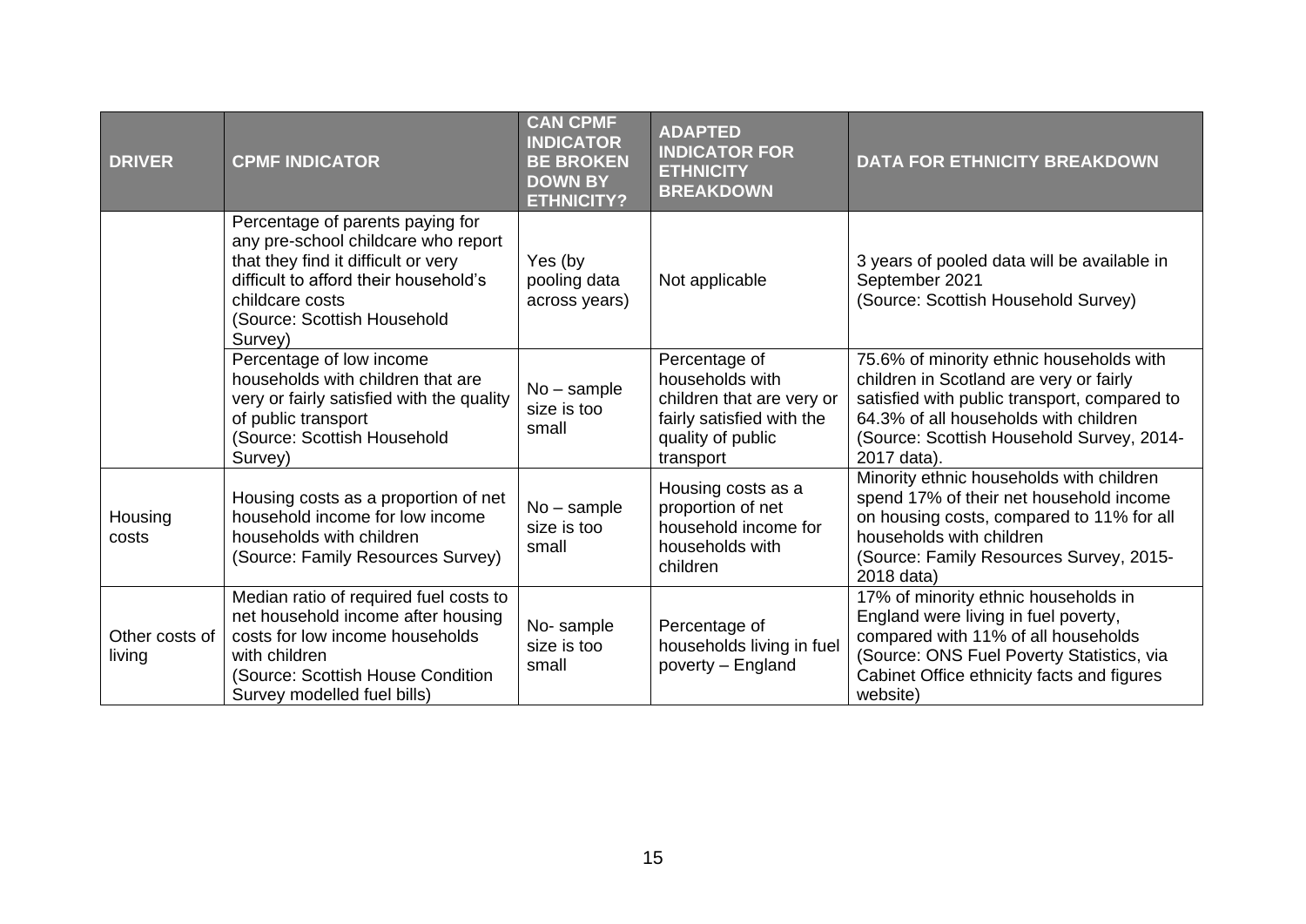| DRIVER | CPMF INDICATOR | CAN CPMF INDICATOR BE BROKEN DOWN BY ETHNICITY? | ADAPTED INDICATOR FOR ETHNICITY BREAKDOWN | DATA FOR ETHNICITY BREAKDOWN |
|---|---|---|---|---|
| | Percentage of parents paying for any pre-school childcare who report that they find it difficult or very difficult to afford their household's childcare costs (Source: Scottish Household Survey) | Yes (by pooling data across years) | Not applicable | 3 years of pooled data will be available in September 2021 (Source: Scottish Household Survey) |
| | Percentage of low income households with children that are very or fairly satisfied with the quality of public transport (Source: Scottish Household Survey) | No – sample size is too small | Percentage of households with children that are very or fairly satisfied with the quality of public transport | 75.6% of minority ethnic households with children in Scotland are very or fairly satisfied with public transport, compared to 64.3% of all households with children (Source: Scottish Household Survey, 2014-2017 data). |
| Housing costs | Housing costs as a proportion of net household income for low income households with children (Source: Family Resources Survey) | No – sample size is too small | Housing costs as a proportion of net household income for households with children | Minority ethnic households with children spend 17% of their net household income on housing costs, compared to 11% for all households with children (Source: Family Resources Survey, 2015-2018 data) |
| Other costs of living | Median ratio of required fuel costs to net household income after housing costs for low income households with children (Source: Scottish House Condition Survey modelled fuel bills) | No- sample size is too small | Percentage of households living in fuel poverty – England | 17% of minority ethnic households in England were living in fuel poverty, compared with 11% of all households (Source: ONS Fuel Poverty Statistics, via Cabinet Office ethnicity facts and figures website) |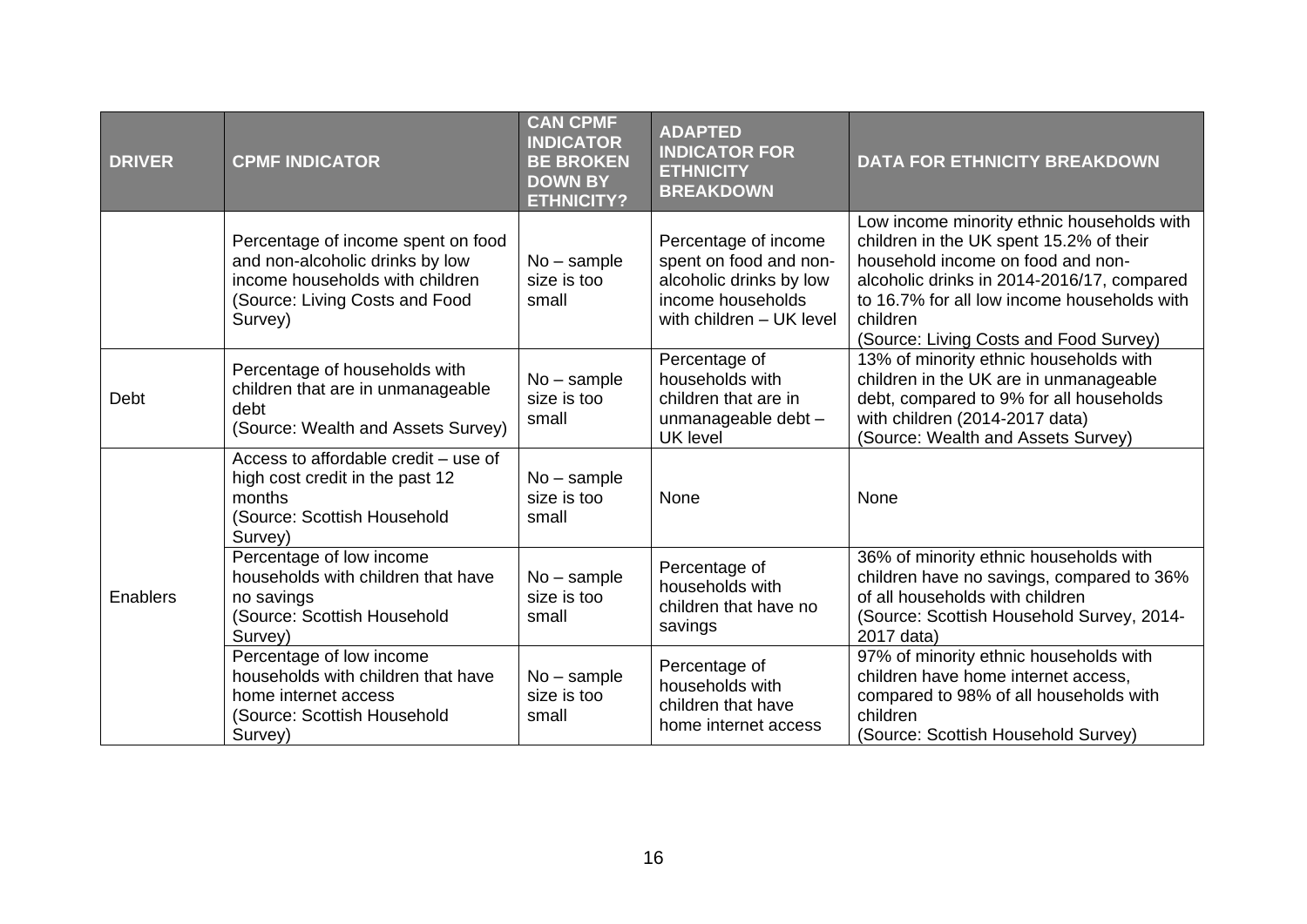| DRIVER | CPMF INDICATOR | CAN CPMF INDICATOR BE BROKEN DOWN BY ETHNICITY? | ADAPTED INDICATOR FOR ETHNICITY BREAKDOWN | DATA FOR ETHNICITY BREAKDOWN |
|---|---|---|---|---|
| | Percentage of income spent on food and non-alcoholic drinks by low income households with children (Source: Living Costs and Food Survey) | No – sample size is too small | Percentage of income spent on food and non-alcoholic drinks by low income households with children – UK level | Low income minority ethnic households with children in the UK spent 15.2% of their household income on food and non-alcoholic drinks in 2014-2016/17, compared to 16.7% for all low income households with children (Source: Living Costs and Food Survey) |
| Debt | Percentage of households with children that are in unmanageable debt (Source: Wealth and Assets Survey) | No – sample size is too small | Percentage of households with children that are in unmanageable debt – UK level | 13% of minority ethnic households with children in the UK are in unmanageable debt, compared to 9% for all households with children (2014-2017 data) (Source: Wealth and Assets Survey) |
| Enablers | Access to affordable credit – use of high cost credit in the past 12 months (Source: Scottish Household Survey) | No – sample size is too small | None | None |
| | Percentage of low income households with children that have no savings (Source: Scottish Household Survey) | No – sample size is too small | Percentage of households with children that have no savings | 36% of minority ethnic households with children have no savings, compared to 36% of all households with children (Source: Scottish Household Survey, 2014-2017 data) |
| | Percentage of low income households with children that have home internet access (Source: Scottish Household Survey) | No – sample size is too small | Percentage of households with children that have home internet access | 97% of minority ethnic households with children have home internet access, compared to 98% of all households with children (Source: Scottish Household Survey) |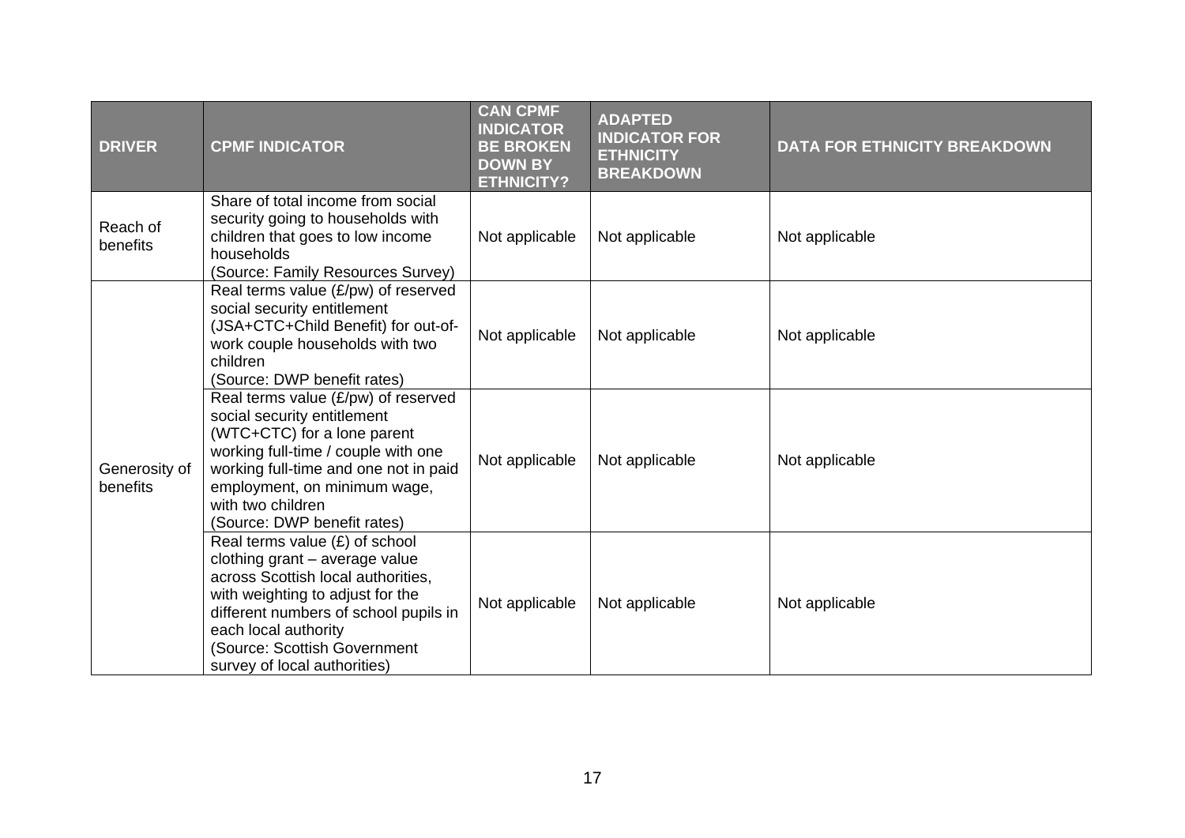| DRIVER | CPMF INDICATOR | CAN CPMF INDICATOR BE BROKEN DOWN BY ETHNICITY? | ADAPTED INDICATOR FOR ETHNICITY BREAKDOWN | DATA FOR ETHNICITY BREAKDOWN |
|---|---|---|---|---|
| Reach of benefits | Share of total income from social security going to households with children that goes to low income households (Source: Family Resources Survey) | Not applicable | Not applicable | Not applicable |
| Generosity of benefits | Real terms value (£/pw) of reserved social security entitlement (JSA+CTC+Child Benefit) for out-of-work couple households with two children (Source: DWP benefit rates) | Not applicable | Not applicable | Not applicable |
| | Real terms value (£/pw) of reserved social security entitlement (WTC+CTC) for a lone parent working full-time / couple with one working full-time and one not in paid employment, on minimum wage, with two children (Source: DWP benefit rates) | Not applicable | Not applicable | Not applicable |
| | Real terms value (£) of school clothing grant – average value across Scottish local authorities, with weighting to adjust for the different numbers of school pupils in each local authority (Source: Scottish Government survey of local authorities) | Not applicable | Not applicable | Not applicable |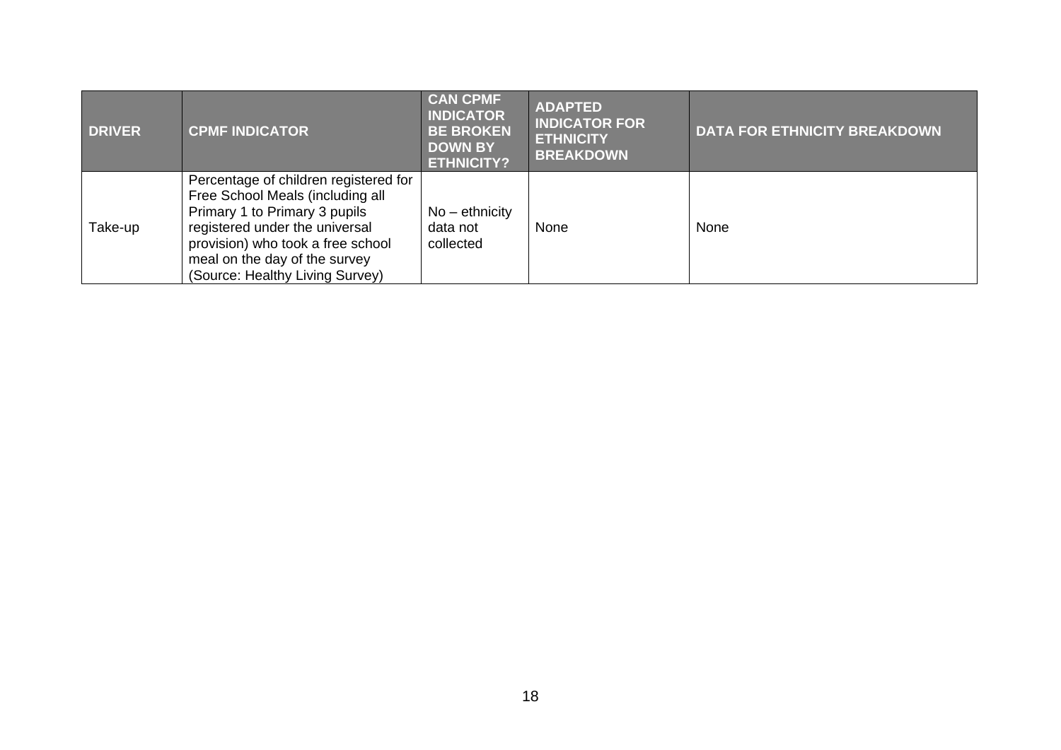| DRIVER | CPMF INDICATOR | CAN CPMF INDICATOR BE BROKEN DOWN BY ETHNICITY? | ADAPTED INDICATOR FOR ETHNICITY BREAKDOWN | DATA FOR ETHNICITY BREAKDOWN |
|---|---|---|---|---|
| Take-up | Percentage of children registered for Free School Meals (including all Primary 1 to Primary 3 pupils registered under the universal provision) who took a free school meal on the day of the survey (Source: Healthy Living Survey) | No – ethnicity data not collected | None | None |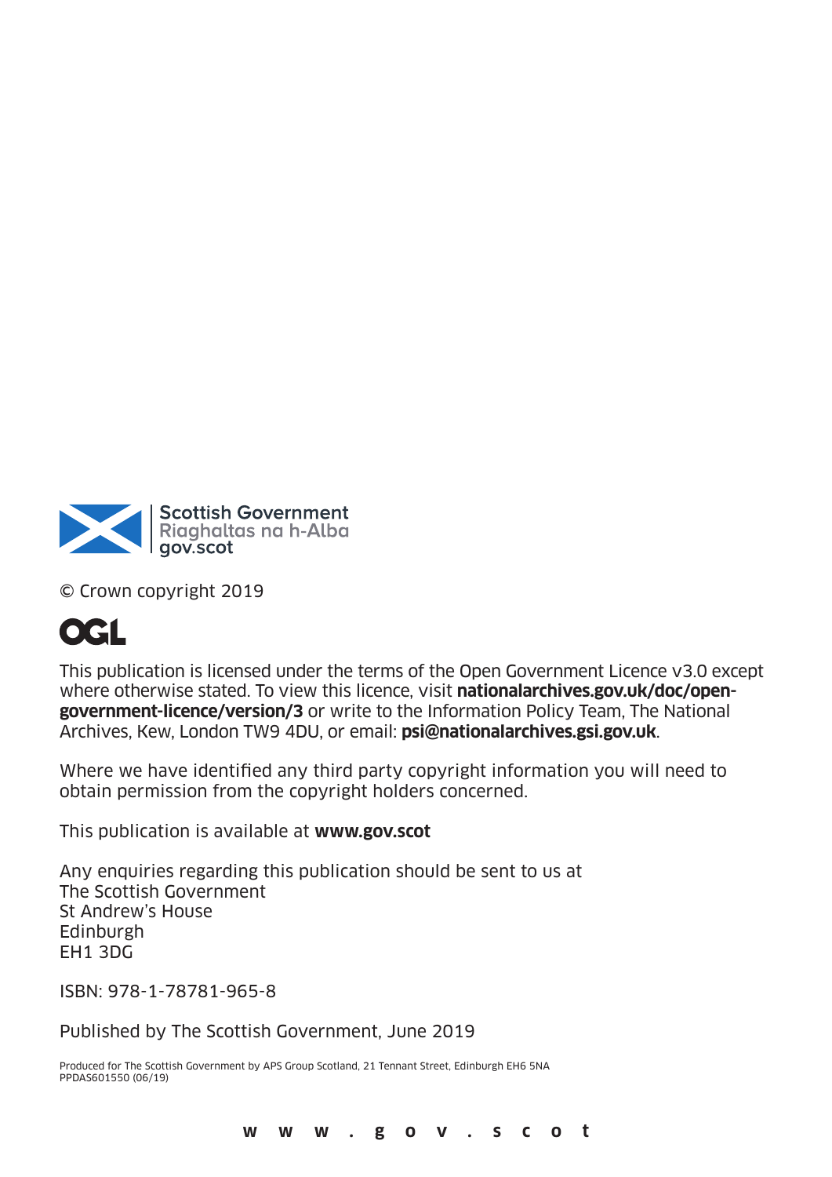Scottish Government
Riaghaltas na h-Alba
gov.scot

© Crown copyright 2019

OGL

This publication is licensed under the terms of the Open Government Licence v3.0 except where otherwise stated. To view this licence, visit **nationalarchives.gov.uk/doc/open-government-licence/version/3** or write to the Information Policy Team, The National Archives, Kew, London TW9 4DU, or email: **psi@nationalarchives.gsi.gov.uk**.

Where we have identified any third party copyright information you will need to obtain permission from the copyright holders concerned.

This publication is available at **www.gov.scot**

Any enquiries regarding this publication should be sent to us at
The Scottish Government
St Andrew's House
Edinburgh
EH1 3DG

ISBN: 978-1-78781-965-8

Published by The Scottish Government, June 2019

Produced for The Scottish Government by APS Group Scotland, 21 Tennant Street, Edinburgh EH6 5NA
PPDAS601550 (06/19)

**w w w . g o v . s c o t**